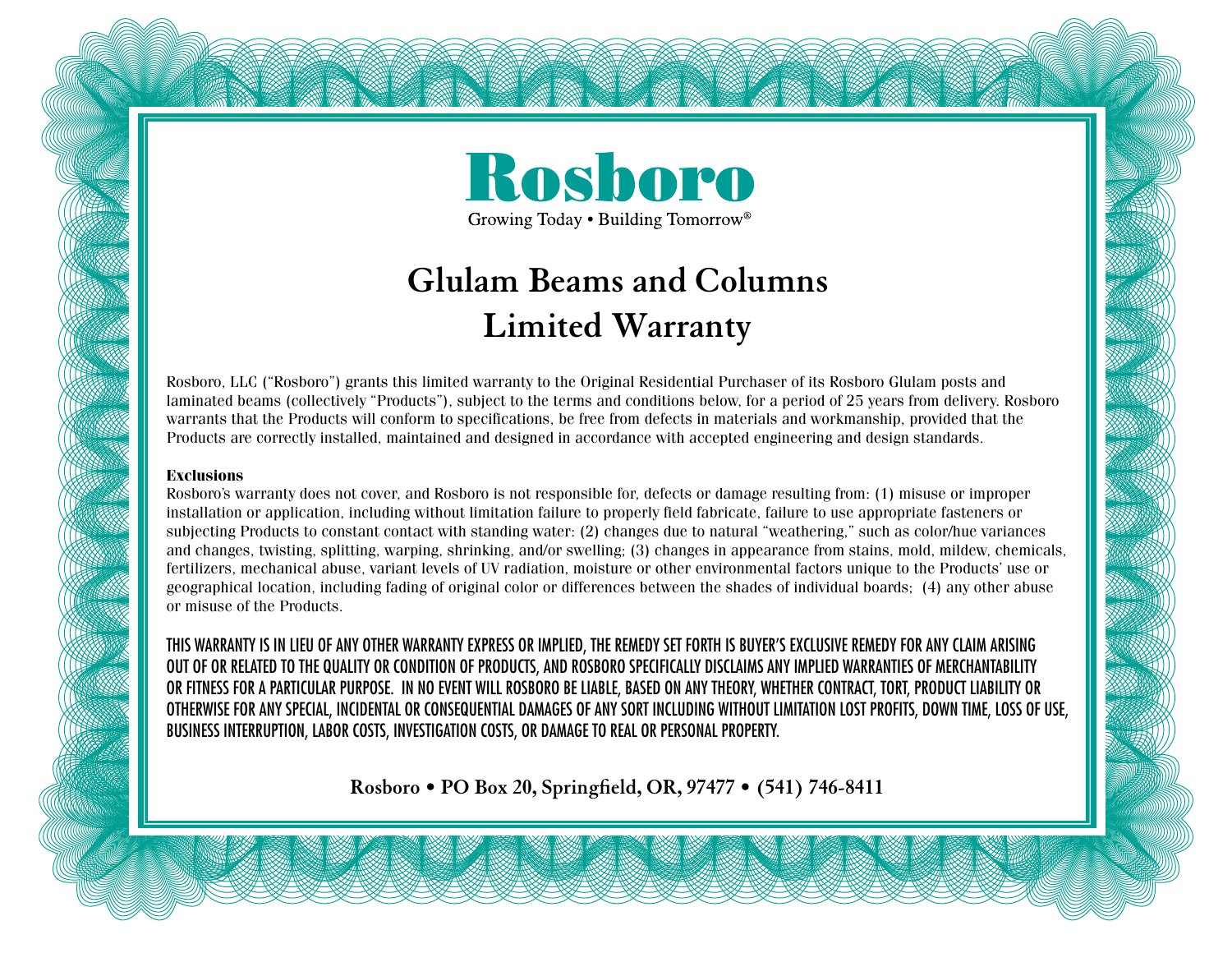# Rosboro

Growing Today • Building Tomorrow®

## Glulam Beams and Columns
## Limited Warranty

Rosboro, LLC ("Rosboro") grants this limited warranty to the Original Residential Purchaser of its Rosboro Glulam posts and laminated beams (collectively "Products"), subject to the terms and conditions below, for a period of 25 years from delivery. Rosboro warrants that the Products will conform to specifications, be free from defects in materials and workmanship, provided that the Products are correctly installed, maintained and designed in accordance with accepted engineering and design standards.

**Exclusions**

Rosboro's warranty does not cover, and Rosboro is not responsible for, defects or damage resulting from: (1) misuse or improper installation or application, including without limitation failure to properly field fabricate, failure to use appropriate fasteners or subjecting Products to constant contact with standing water: (2) changes due to natural "weathering," such as color/hue variances and changes, twisting, splitting, warping, shrinking, and/or swelling; (3) changes in appearance from stains, mold, mildew, chemicals, fertilizers, mechanical abuse, variant levels of UV radiation, moisture or other environmental factors unique to the Products' use or geographical location, including fading of original color or differences between the shades of individual boards; (4) any other abuse or misuse of the Products.

THIS WARRANTY IS IN LIEU OF ANY OTHER WARRANTY EXPRESS OR IMPLIED, THE REMEDY SET FORTH IS BUYER'S EXCLUSIVE REMEDY FOR ANY CLAIM ARISING OUT OF OR RELATED TO THE QUALITY OR CONDITION OF PRODUCTS, AND ROSBORO SPECIFICALLY DISCLAIMS ANY IMPLIED WARRANTIES OF MERCHANTABILITY OR FITNESS FOR A PARTICULAR PURPOSE. IN NO EVENT WILL ROSBORO BE LIABLE, BASED ON ANY THEORY, WHETHER CONTRACT, TORT, PRODUCT LIABILITY OR OTHERWISE FOR ANY SPECIAL, INCIDENTAL OR CONSEQUENTIAL DAMAGES OF ANY SORT INCLUDING WITHOUT LIMITATION LOST PROFITS, DOWN TIME, LOSS OF USE, BUSINESS INTERRUPTION, LABOR COSTS, INVESTIGATION COSTS, OR DAMAGE TO REAL OR PERSONAL PROPERTY.

**Rosboro • PO Box 20, Springfield, OR, 97477 • (541) 746-8411**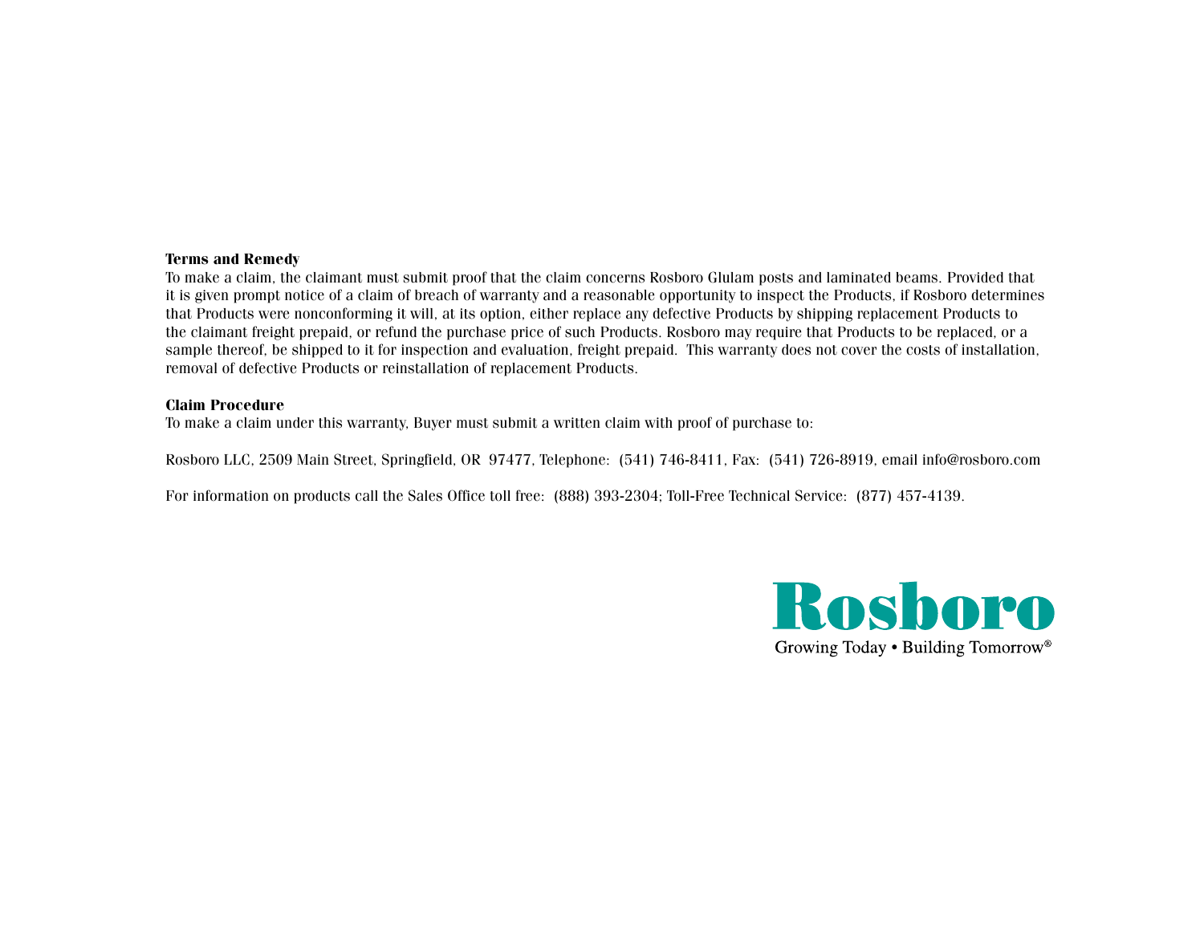**Terms and Remedy**
To make a claim, the claimant must submit proof that the claim concerns Rosboro Glulam posts and laminated beams. Provided that it is given prompt notice of a claim of breach of warranty and a reasonable opportunity to inspect the Products, if Rosboro determines that Products were nonconforming it will, at its option, either replace any defective Products by shipping replacement Products to the claimant freight prepaid, or refund the purchase price of such Products. Rosboro may require that Products to be replaced, or a sample thereof, be shipped to it for inspection and evaluation, freight prepaid. This warranty does not cover the costs of installation, removal of defective Products or reinstallation of replacement Products.

**Claim Procedure**
To make a claim under this warranty, Buyer must submit a written claim with proof of purchase to:

Rosboro LLC, 2509 Main Street, Springfield, OR 97477, Telephone: (541) 746-8411, Fax: (541) 726-8919, email info@rosboro.com

For information on products call the Sales Office toll free: (888) 393-2304; Toll-Free Technical Service: (877) 457-4139.

Rosboro
Growing Today • Building Tomorrow®